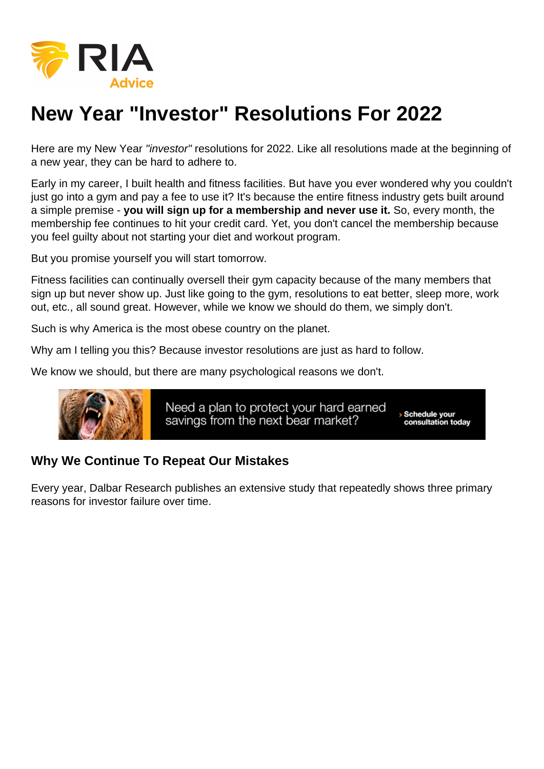# New Year "Investor" Resolutions For 2022

Here are my New Year *"investor"* resolutions for 2022. Like all resolutions made at the beginning of a new year, they can be hard to adhere to.

Early in my career, I built health and fitness facilities. But have you ever wondered why you couldn't just go into a gym and pay a fee to use it? It's because the entire fitness industry gets built around a simple premise - **you will sign up for a membership and never use it.** So, every month, the membership fee continues to hit your credit card. Yet, you don't cancel the membership because you feel guilty about not starting your diet and workout program.

But you promise yourself you will start tomorrow.

Fitness facilities can continually oversell their gym capacity because of the many members that sign up but never show up. Just like going to the gym, resolutions to eat better, sleep more, work out, etc., all sound great. However, while we know we should do them, we simply don't.

Such is why America is the most obese country on the planet.

Why am I telling you this? Because investor resolutions are just as hard to follow.

We know we should, but there are many psychological reasons we don't.

## Why We Continue To Repeat Our Mistakes

Every year, Dalbar Research publishes an extensive study that repeatedly shows three primary reasons for investor failure over time.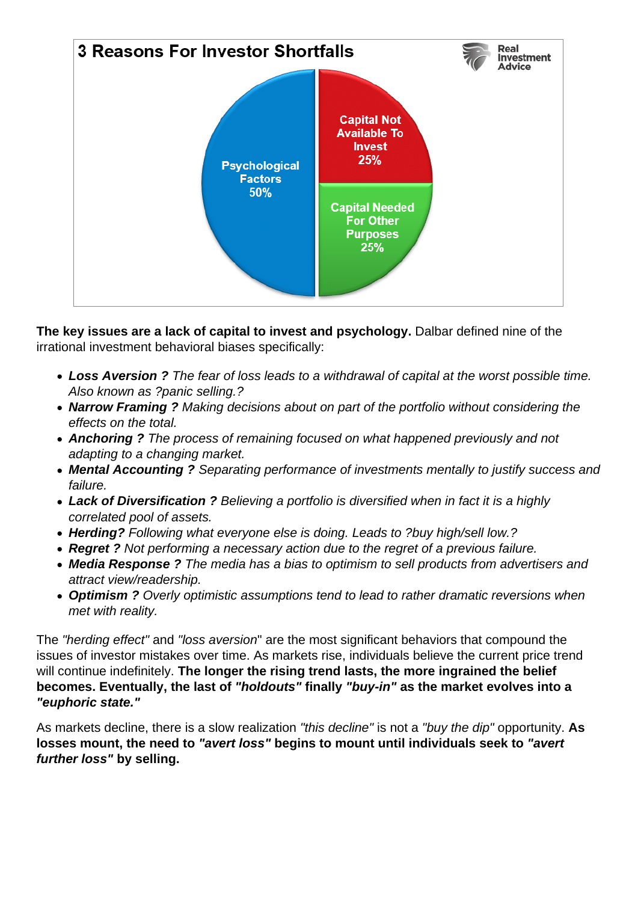**The key issues are a lack of capital to invest and psychology.** Dalbar defined nine of the irrational investment behavioral biases specifically:

- ***Loss Aversion ?*** *The fear of loss leads to a withdrawal of capital at the worst possible time. Also known as ?panic selling.?*
- ***Narrow Framing ?*** *Making decisions about on part of the portfolio without considering the effects on the total.*
- ***Anchoring ?*** *The process of remaining focused on what happened previously and not adapting to a changing market.*
- ***Mental Accounting ?*** *Separating performance of investments mentally to justify success and failure.*
- ***Lack of Diversification ?*** *Believing a portfolio is diversified when in fact it is a highly correlated pool of assets.*
- ***Herding?*** *Following what everyone else is doing. Leads to ?buy high/sell low.?*
- ***Regret ?*** *Not performing a necessary action due to the regret of a previous failure.*
- ***Media Response ?*** *The media has a bias to optimism to sell products from advertisers and attract view/readership.*
- ***Optimism ?*** *Overly optimistic assumptions tend to lead to rather dramatic reversions when met with reality.*

The *"herding effect"* and *"loss aversion"* are the most significant behaviors that compound the issues of investor mistakes over time. As markets rise, individuals believe the current price trend will continue indefinitely. **The longer the rising trend lasts, the more ingrained the belief becomes. Eventually, the last of *"holdouts"* finally *"buy-in"* as the market evolves into a *"euphoric state."***

As markets decline, there is a slow realization *"this decline"* is not a *"buy the dip"* opportunity. **As losses mount, the need to *"avert loss"* begins to mount until individuals seek to *"avert further loss"* by selling.**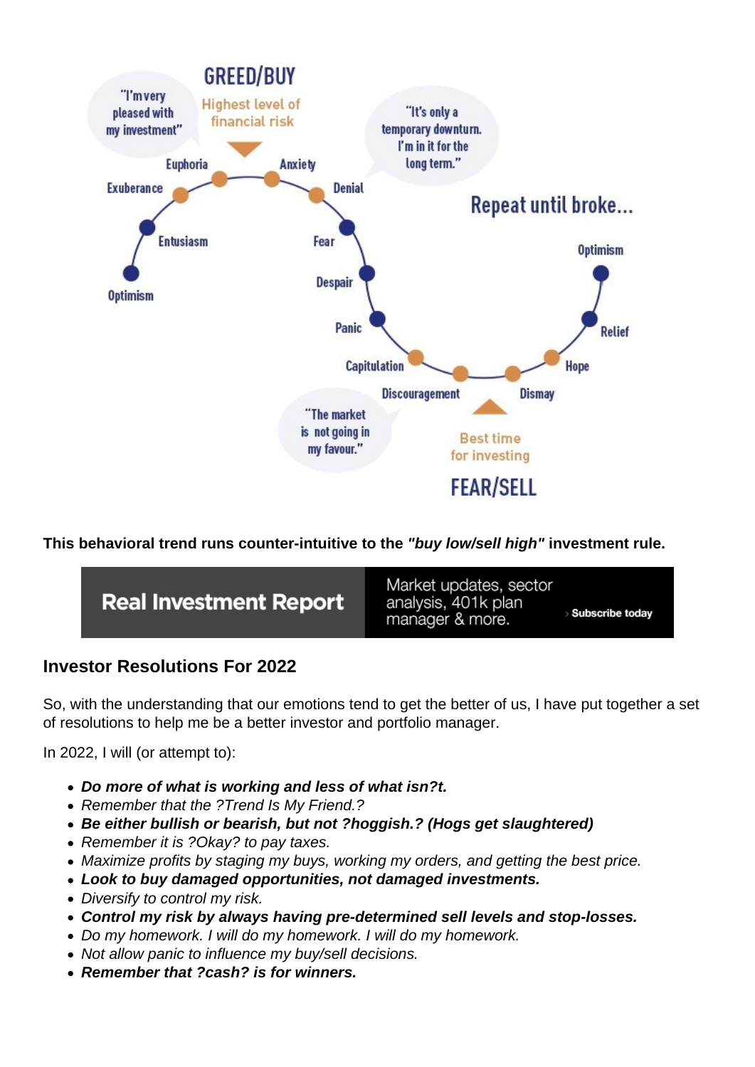**This behavioral trend runs counter-intuitive to the *"buy low/sell high"* investment rule.**

**Real Investment Report** | Market updates, sector analysis, 401k plan manager & more. › Subscribe today

## Investor Resolutions For 2022

So, with the understanding that our emotions tend to get the better of us, I have put together a set of resolutions to help me be a better investor and portfolio manager.

In 2022, I will (or attempt to):

- ***Do more of what is working and less of what isn?t.***
- *Remember that the ?Trend Is My Friend.?*
- ***Be either bullish or bearish, but not ?hoggish.? (Hogs get slaughtered)***
- *Remember it is ?Okay? to pay taxes.*
- *Maximize profits by staging my buys, working my orders, and getting the best price.*
- ***Look to buy damaged opportunities, not damaged investments.***
- *Diversify to control my risk.*
- ***Control my risk by always having pre-determined sell levels and stop-losses.***
- *Do my homework. I will do my homework. I will do my homework.*
- *Not allow panic to influence my buy/sell decisions.*
- ***Remember that ?cash? is for winners.***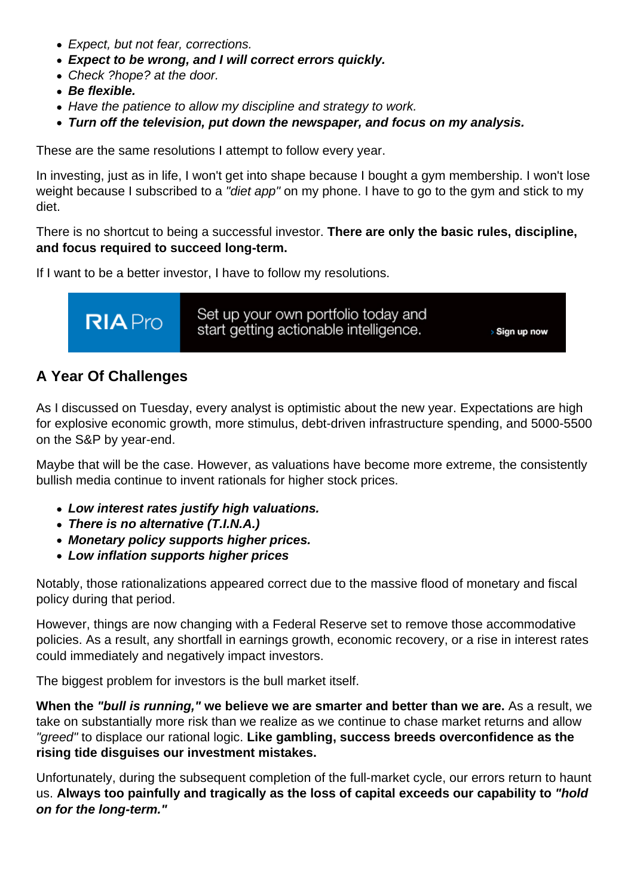- *Expect, but not fear, corrections.*
- ***Expect to be wrong, and I will correct errors quickly.***
- *Check ?hope? at the door.*
- ***Be flexible.***
- *Have the patience to allow my discipline and strategy to work.*
- ***Turn off the television, put down the newspaper, and focus on my analysis.***

These are the same resolutions I attempt to follow every year.

In investing, just as in life, I won't get into shape because I bought a gym membership. I won't lose weight because I subscribed to a *"diet app"* on my phone. I have to go to the gym and stick to my diet.

There is no shortcut to being a successful investor. **There are only the basic rules, discipline, and focus required to succeed long-term.**

If I want to be a better investor, I have to follow my resolutions.

RIA Pro — Set up your own portfolio today and start getting actionable intelligence. › Sign up now

## A Year Of Challenges

As I discussed on Tuesday, every analyst is optimistic about the new year. Expectations are high for explosive economic growth, more stimulus, debt-driven infrastructure spending, and 5000-5500 on the S&P by year-end.

Maybe that will be the case. However, as valuations have become more extreme, the consistently bullish media continue to invent rationals for higher stock prices.

- ***Low interest rates justify high valuations.***
- ***There is no alternative (T.I.N.A.)***
- ***Monetary policy supports higher prices.***
- ***Low inflation supports higher prices***

Notably, those rationalizations appeared correct due to the massive flood of monetary and fiscal policy during that period.

However, things are now changing with a Federal Reserve set to remove those accommodative policies. As a result, any shortfall in earnings growth, economic recovery, or a rise in interest rates could immediately and negatively impact investors.

The biggest problem for investors is the bull market itself.

**When the *"bull is running,"* we believe we are smarter and better than we are.** As a result, we take on substantially more risk than we realize as we continue to chase market returns and allow *"greed"* to displace our rational logic. **Like gambling, success breeds overconfidence as the rising tide disguises our investment mistakes.**

Unfortunately, during the subsequent completion of the full-market cycle, our errors return to haunt us. **Always too painfully and tragically as the loss of capital exceeds our capability to *"hold on for the long-term."***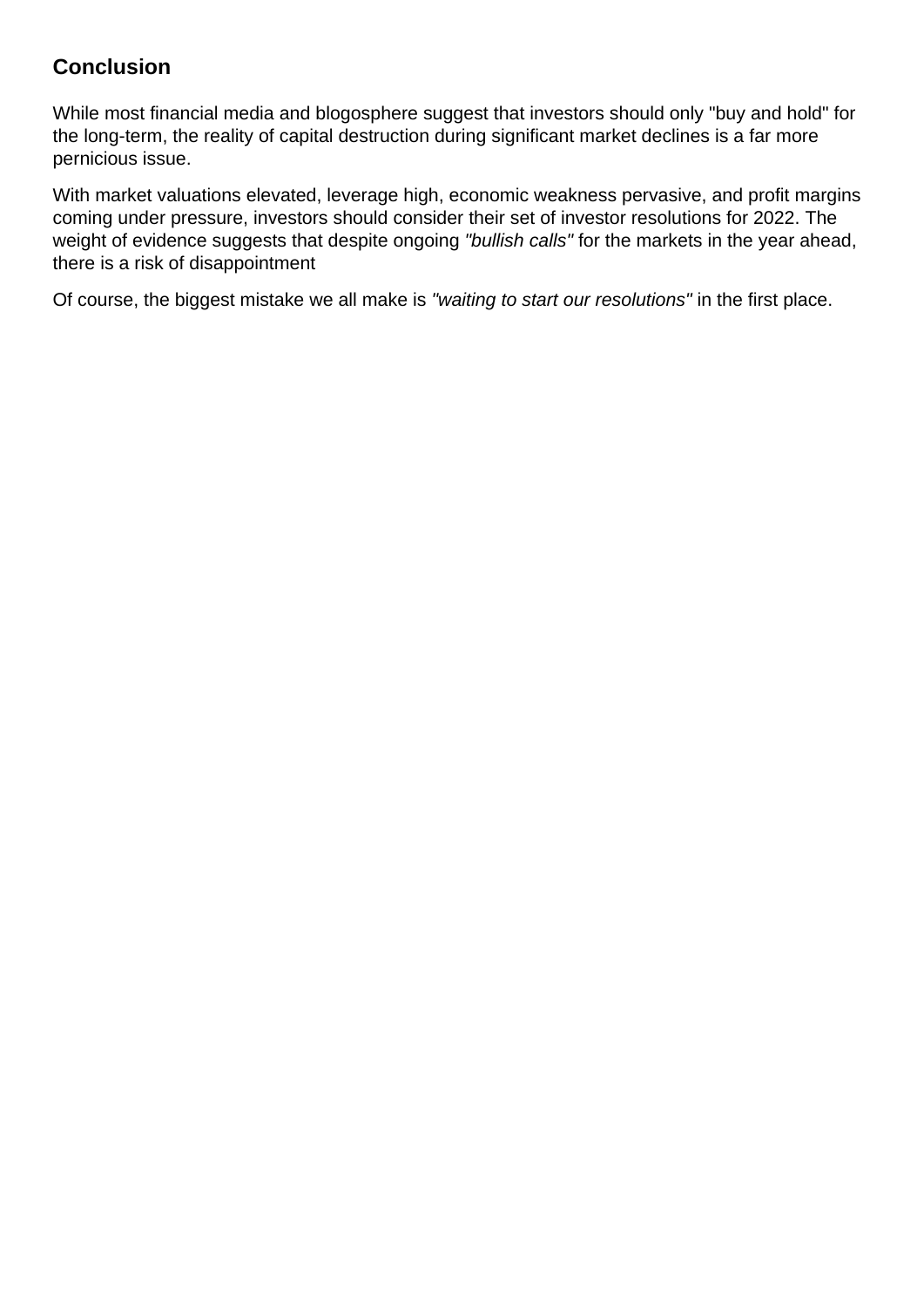## Conclusion

While most financial media and blogosphere suggest that investors should only "buy and hold" for the long-term, the reality of capital destruction during significant market declines is a far more pernicious issue.

With market valuations elevated, leverage high, economic weakness pervasive, and profit margins coming under pressure, investors should consider their set of investor resolutions for 2022. The weight of evidence suggests that despite ongoing *"bullish calls"* for the markets in the year ahead, there is a risk of disappointment

Of course, the biggest mistake we all make is *"waiting to start our resolutions"* in the first place.